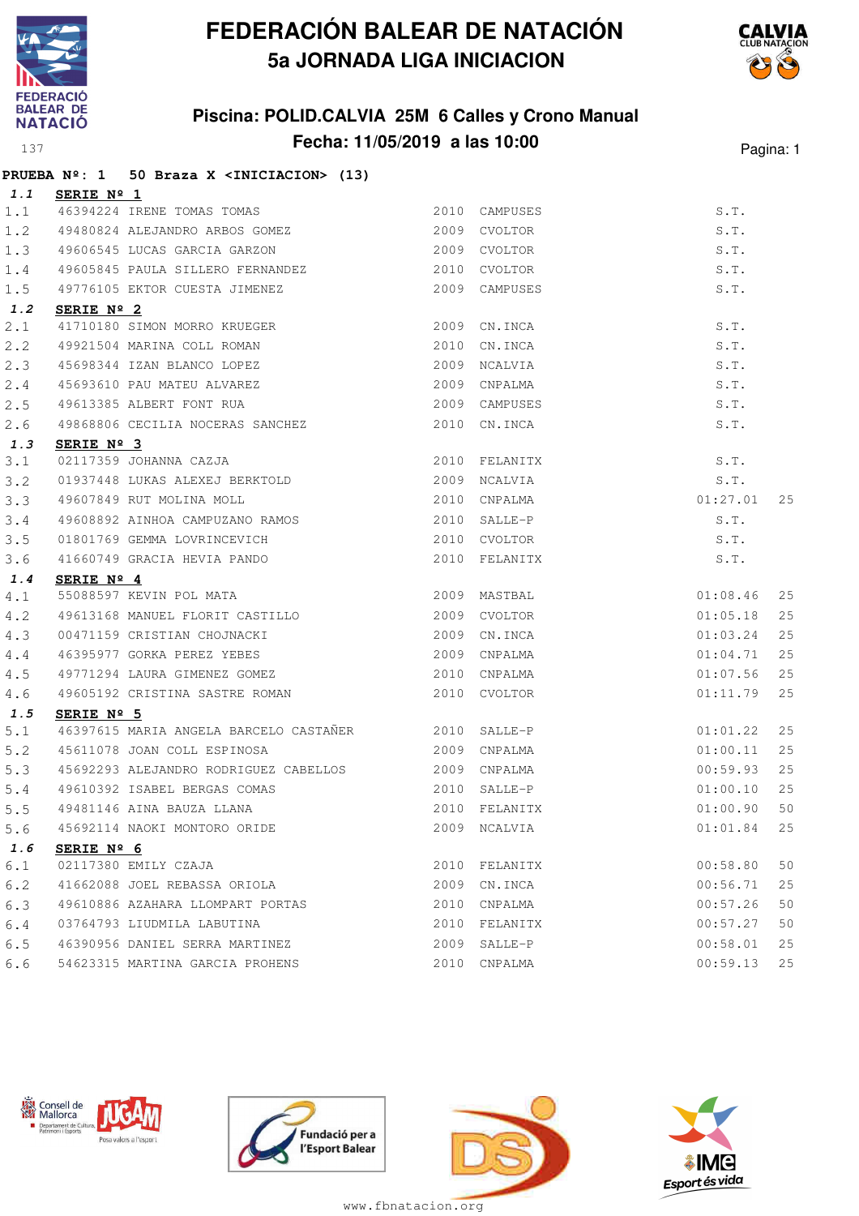# FEDERACIÓN BALEAR DE NATACIÓN

## 5a JORNADA LIGA INICIACION

### Piscina: POLID.CALVIA 25M 6 Calles y Crono Manual

### Fecha: 11/05/2019 a las 10:00

137

**PRUEBA Nº: 1 50 Braza X <INICIACION> (13)**

**1.1 SERIE Nº 1**

| | | | | | | |
|---|---|---|---|---|---|---|
| 1.1 | 46394224 | IRENE TOMAS TOMAS | 2010 | CAMPUSES | S.T. | |
| 1.2 | 49480824 | ALEJANDRO ARBOS GOMEZ | 2009 | CVOLTOR | S.T. | |
| 1.3 | 49606545 | LUCAS GARCIA GARZON | 2009 | CVOLTOR | S.T. | |
| 1.4 | 49605845 | PAULA SILLERO FERNANDEZ | 2010 | CVOLTOR | S.T. | |
| 1.5 | 49776105 | EKTOR CUESTA JIMENEZ | 2009 | CAMPUSES | S.T. | |

**1.2 SERIE Nº 2**

| | | | | | | |
|---|---|---|---|---|---|---|
| 2.1 | 41710180 | SIMON MORRO KRUEGER | 2009 | CN.INCA | S.T. | |
| 2.2 | 49921504 | MARINA COLL ROMAN | 2010 | CN.INCA | S.T. | |
| 2.3 | 45698344 | IZAN BLANCO LOPEZ | 2009 | NCALVIA | S.T. | |
| 2.4 | 45693610 | PAU MATEU ALVAREZ | 2009 | CNPALMA | S.T. | |
| 2.5 | 49613385 | ALBERT FONT RUA | 2009 | CAMPUSES | S.T. | |
| 2.6 | 49868806 | CECILIA NOCERAS SANCHEZ | 2010 | CN.INCA | S.T. | |

**1.3 SERIE Nº 3**

| | | | | | | |
|---|---|---|---|---|---|---|
| 3.1 | 02117359 | JOHANNA CAZJA | 2010 | FELANITX | S.T. | |
| 3.2 | 01937448 | LUKAS ALEXEJ BERKTOLD | 2009 | NCALVIA | S.T. | |
| 3.3 | 49607849 | RUT MOLINA MOLL | 2010 | CNPALMA | 01:27.01 | 25 |
| 3.4 | 49608892 | AINHOA CAMPUZANO RAMOS | 2010 | SALLE-P | S.T. | |
| 3.5 | 01801769 | GEMMA LOVRINCEVICH | 2010 | CVOLTOR | S.T. | |
| 3.6 | 41660749 | GRACIA HEVIA PANDO | 2010 | FELANITX | S.T. | |

**1.4 SERIE Nº 4**

| | | | | | | |
|---|---|---|---|---|---|---|
| 4.1 | 55088597 | KEVIN POL MATA | 2009 | MASTBAL | 01:08.46 | 25 |
| 4.2 | 49613168 | MANUEL FLORIT CASTILLO | 2009 | CVOLTOR | 01:05.18 | 25 |
| 4.3 | 00471159 | CRISTIAN CHOJNACKI | 2009 | CN.INCA | 01:03.24 | 25 |
| 4.4 | 46395977 | GORKA PEREZ YEBES | 2009 | CNPALMA | 01:04.71 | 25 |
| 4.5 | 49771294 | LAURA GIMENEZ GOMEZ | 2010 | CNPALMA | 01:07.56 | 25 |
| 4.6 | 49605192 | CRISTINA SASTRE ROMAN | 2010 | CVOLTOR | 01:11.79 | 25 |

**1.5 SERIE Nº 5**

| | | | | | | |
|---|---|---|---|---|---|---|
| 5.1 | 46397615 | MARIA ANGELA BARCELO CASTAÑER | 2010 | SALLE-P | 01:01.22 | 25 |
| 5.2 | 45611078 | JOAN COLL ESPINOSA | 2009 | CNPALMA | 01:00.11 | 25 |
| 5.3 | 45692293 | ALEJANDRO RODRIGUEZ CABELLOS | 2009 | CNPALMA | 00:59.93 | 25 |
| 5.4 | 49610392 | ISABEL BERGAS COMAS | 2010 | SALLE-P | 01:00.10 | 25 |
| 5.5 | 49481146 | AINA BAUZA LLANA | 2010 | FELANITX | 01:00.90 | 50 |
| 5.6 | 45692114 | NAOKI MONTORO ORIDE | 2009 | NCALVIA | 01:01.84 | 25 |

**1.6 SERIE Nº 6**

| | | | | | | |
|---|---|---|---|---|---|---|
| 6.1 | 02117380 | EMILY CZAJA | 2010 | FELANITX | 00:58.80 | 50 |
| 6.2 | 41662088 | JOEL REBASSA ORIOLA | 2009 | CN.INCA | 00:56.71 | 25 |
| 6.3 | 49610886 | AZAHARA LLOMPART PORTAS | 2010 | CNPALMA | 00:57.26 | 50 |
| 6.4 | 03764793 | LIUDMILA LABUTINA | 2010 | FELANITX | 00:57.27 | 50 |
| 6.5 | 46390956 | DANIEL SERRA MARTINEZ | 2009 | SALLE-P | 00:58.01 | 25 |
| 6.6 | 54623315 | MARTINA GARCIA PROHENS | 2010 | CNPALMA | 00:59.13 | 25 |

www.fbnatacion.org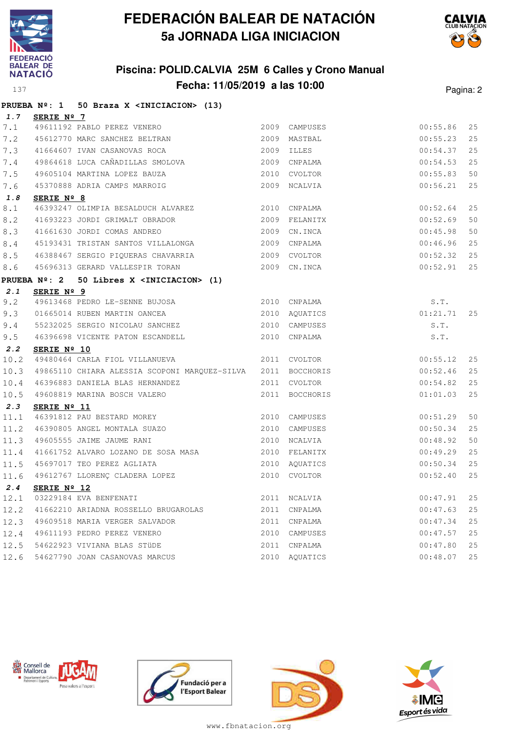# FEDERACIÓN BALEAR DE NATACIÓN

## 5a JORNADA LIGA INICIACION

### Piscina: POLID.CALVIA 25M 6 Calles y Crono Manual

### Fecha: 11/05/2019 a las 10:00

**PRUEBA Nº: 1 50 Braza X <INICIACION> (13)**

**1.7 SERIE Nº 7**

| | | | | | | |
|---|---|---|---|---|---|---|
| 7.1 | 49611192 | PABLO PEREZ VENERO | 2009 | CAMPUSES | 00:55.86 | 25 |
| 7.2 | 45612770 | MARC SANCHEZ BELTRAN | 2009 | MASTBAL | 00:55.23 | 25 |
| 7.3 | 41664607 | IVAN CASANOVAS ROCA | 2009 | ILLES | 00:54.37 | 25 |
| 7.4 | 49864618 | LUCA CAÑADILLAS SMOLOVA | 2009 | CNPALMA | 00:54.53 | 25 |
| 7.5 | 49605104 | MARTINA LOPEZ BAUZA | 2010 | CVOLTOR | 00:55.83 | 50 |
| 7.6 | 45370888 | ADRIA CAMPS MARROIG | 2009 | NCALVIA | 00:56.21 | 25 |

**1.8 SERIE Nº 8**

| | | | | | | |
|---|---|---|---|---|---|---|
| 8.1 | 46393247 | OLIMPIA BESALDUCH ALVAREZ | 2010 | CNPALMA | 00:52.64 | 25 |
| 8.2 | 41693223 | JORDI GRIMALT OBRADOR | 2009 | FELANITX | 00:52.69 | 50 |
| 8.3 | 41661630 | JORDI COMAS ANDREO | 2009 | CN.INCA | 00:45.98 | 50 |
| 8.4 | 45193431 | TRISTAN SANTOS VILLALONGA | 2009 | CNPALMA | 00:46.96 | 25 |
| 8.5 | 46388467 | SERGIO PIQUERAS CHAVARRIA | 2009 | CVOLTOR | 00:52.32 | 25 |
| 8.6 | 45696313 | GERARD VALLESPIR TORAN | 2009 | CN.INCA | 00:52.91 | 25 |

**PRUEBA Nº: 2 50 Libres X <INICIACION> (1)**

**2.1 SERIE Nº 9**

| | | | | | | |
|---|---|---|---|---|---|---|
| 9.2 | 49613468 | PEDRO LE-SENNE BUJOSA | 2010 | CNPALMA | S.T. | |
| 9.3 | 01665014 | RUBEN MARTIN OANCEA | 2010 | AQUATICS | 01:21.71 | 25 |
| 9.4 | 55232025 | SERGIO NICOLAU SANCHEZ | 2010 | CAMPUSES | S.T. | |
| 9.5 | 46396698 | VICENTE PATON ESCANDELL | 2010 | CNPALMA | S.T. | |

**2.2 SERIE Nº 10**

| | | | | | | |
|---|---|---|---|---|---|---|
| 10.2 | 49480464 | CARLA FIOL VILLANUEVA | 2011 | CVOLTOR | 00:55.12 | 25 |
| 10.3 | 49865110 | CHIARA ALESSIA SCOPONI MARQUEZ-SILVA | 2011 | BOCCHORIS | 00:52.46 | 25 |
| 10.4 | 46396883 | DANIELA BLAS HERNANDEZ | 2011 | CVOLTOR | 00:54.82 | 25 |
| 10.5 | 49608819 | MARINA BOSCH VALERO | 2011 | BOCCHORIS | 01:01.03 | 25 |

**2.3 SERIE Nº 11**

| | | | | | | |
|---|---|---|---|---|---|---|
| 11.1 | 46391812 | PAU BESTARD MOREY | 2010 | CAMPUSES | 00:51.29 | 50 |
| 11.2 | 46390805 | ANGEL MONTALA SUAZO | 2010 | CAMPUSES | 00:50.34 | 25 |
| 11.3 | 49605555 | JAIME JAUME RANI | 2010 | NCALVIA | 00:48.92 | 50 |
| 11.4 | 41661752 | ALVARO LOZANO DE SOSA MASA | 2010 | FELANITX | 00:49.29 | 25 |
| 11.5 | 45697017 | TEO PEREZ AGLIATA | 2010 | AQUATICS | 00:50.34 | 25 |
| 11.6 | 49612767 | LLORENÇ CLADERA LOPEZ | 2010 | CVOLTOR | 00:52.40 | 25 |

**2.4 SERIE Nº 12**

| | | | | | | |
|---|---|---|---|---|---|---|
| 12.1 | 03229184 | EVA BENFENATI | 2011 | NCALVIA | 00:47.91 | 25 |
| 12.2 | 41662210 | ARIADNA ROSSELLO BRUGAROLAS | 2011 | CNPALMA | 00:47.63 | 25 |
| 12.3 | 49609518 | MARIA VERGER SALVADOR | 2011 | CNPALMA | 00:47.34 | 25 |
| 12.4 | 49611193 | PEDRO PEREZ VENERO | 2010 | CAMPUSES | 00:47.57 | 25 |
| 12.5 | 54622923 | VIVIANA BLAS STüDE | 2011 | CNPALMA | 00:47.80 | 25 |
| 12.6 | 54627790 | JOAN CASANOVAS MARCUS | 2010 | AQUATICS | 00:48.07 | 25 |

www.fbnatacion.org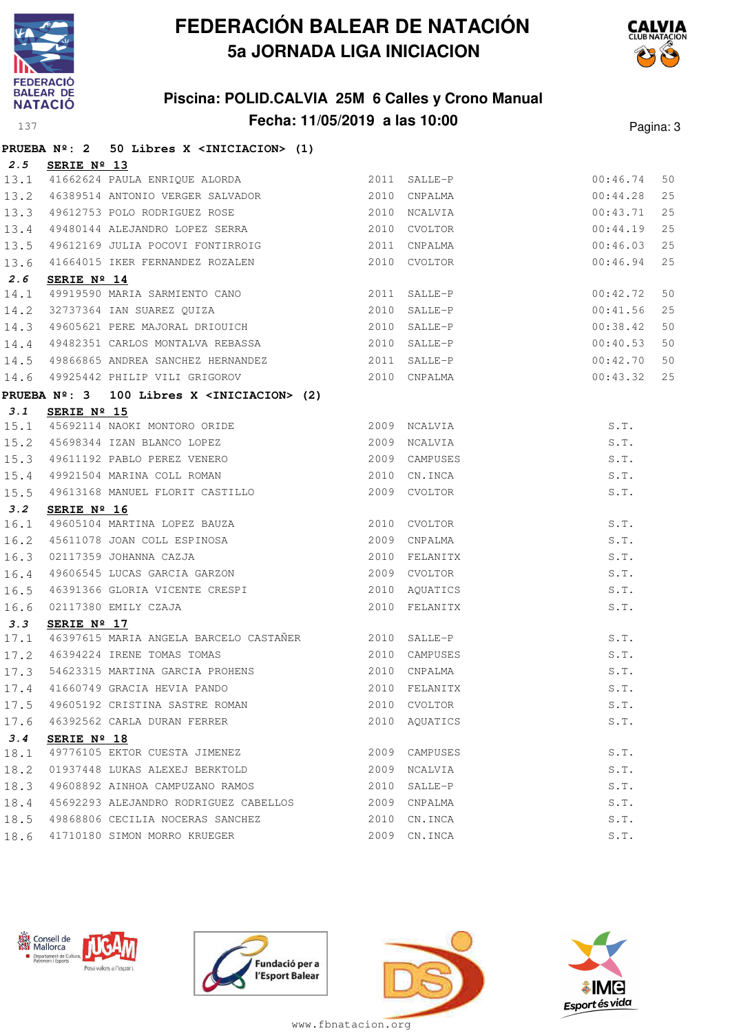# FEDERACIÓN BALEAR DE NATACIÓN
## 5a JORNADA LIGA INICIACION

### Piscina: POLID.CALVIA 25M 6 Calles y Crono Manual
### Fecha: 11/05/2019 a las 10:00

**PRUEBA Nº: 2 50 Libres X <INICIACION> (1)**

| | | | | | |
|---|---|---|---|---|---|
| ***2.5*** | **SERIE Nº 13** | | | | |
| 13.1 | 41662624 PAULA ENRIQUE ALORDA | 2011 | SALLE-P | 00:46.74 | 50 |
| 13.2 | 46389514 ANTONIO VERGER SALVADOR | 2010 | CNPALMA | 00:44.28 | 25 |
| 13.3 | 49612753 POLO RODRIGUEZ ROSE | 2010 | NCALVIA | 00:43.71 | 25 |
| 13.4 | 49480144 ALEJANDRO LOPEZ SERRA | 2010 | CVOLTOR | 00:44.19 | 25 |
| 13.5 | 49612169 JULIA POCOVI FONTIRROIG | 2011 | CNPALMA | 00:46.03 | 25 |
| 13.6 | 41664015 IKER FERNANDEZ ROZALEN | 2010 | CVOLTOR | 00:46.94 | 25 |
| ***2.6*** | **SERIE Nº 14** | | | | |
| 14.1 | 49919590 MARIA SARMIENTO CANO | 2011 | SALLE-P | 00:42.72 | 50 |
| 14.2 | 32737364 IAN SUAREZ QUIZA | 2010 | SALLE-P | 00:41.56 | 25 |
| 14.3 | 49605621 PERE MAJORAL DRIOUICH | 2010 | SALLE-P | 00:38.42 | 50 |
| 14.4 | 49482351 CARLOS MONTALVA REBASSA | 2010 | SALLE-P | 00:40.53 | 50 |
| 14.5 | 49866865 ANDREA SANCHEZ HERNANDEZ | 2011 | SALLE-P | 00:42.70 | 50 |
| 14.6 | 49925442 PHILIP VILI GRIGOROV | 2010 | CNPALMA | 00:43.32 | 25 |

**PRUEBA Nº: 3 100 Libres X <INICIACION> (2)**

| | | | | |
|---|---|---|---|---|
| ***3.1*** | **SERIE Nº 15** | | | |
| 15.1 | 45692114 NAOKI MONTORO ORIDE | 2009 | NCALVIA | S.T. |
| 15.2 | 45698344 IZAN BLANCO LOPEZ | 2009 | NCALVIA | S.T. |
| 15.3 | 49611192 PABLO PEREZ VENERO | 2009 | CAMPUSES | S.T. |
| 15.4 | 49921504 MARINA COLL ROMAN | 2010 | CN.INCA | S.T. |
| 15.5 | 49613168 MANUEL FLORIT CASTILLO | 2009 | CVOLTOR | S.T. |
| ***3.2*** | **SERIE Nº 16** | | | |
| 16.1 | 49605104 MARTINA LOPEZ BAUZA | 2010 | CVOLTOR | S.T. |
| 16.2 | 45611078 JOAN COLL ESPINOSA | 2009 | CNPALMA | S.T. |
| 16.3 | 02117359 JOHANNA CAZJA | 2010 | FELANITX | S.T. |
| 16.4 | 49606545 LUCAS GARCIA GARZON | 2009 | CVOLTOR | S.T. |
| 16.5 | 46391366 GLORIA VICENTE CRESPI | 2010 | AQUATICS | S.T. |
| 16.6 | 02117380 EMILY CZAJA | 2010 | FELANITX | S.T. |
| ***3.3*** | **SERIE Nº 17** | | | |
| 17.1 | 46397615 MARIA ANGELA BARCELO CASTAÑER | 2010 | SALLE-P | S.T. |
| 17.2 | 46394224 IRENE TOMAS TOMAS | 2010 | CAMPUSES | S.T. |
| 17.3 | 54623315 MARTINA GARCIA PROHENS | 2010 | CNPALMA | S.T. |
| 17.4 | 41660749 GRACIA HEVIA PANDO | 2010 | FELANITX | S.T. |
| 17.5 | 49605192 CRISTINA SASTRE ROMAN | 2010 | CVOLTOR | S.T. |
| 17.6 | 46392562 CARLA DURAN FERRER | 2010 | AQUATICS | S.T. |
| ***3.4*** | **SERIE Nº 18** | | | |
| 18.1 | 49776105 EKTOR CUESTA JIMENEZ | 2009 | CAMPUSES | S.T. |
| 18.2 | 01937448 LUKAS ALEXEJ BERKTOLD | 2009 | NCALVIA | S.T. |
| 18.3 | 49608892 AINHOA CAMPUZANO RAMOS | 2010 | SALLE-P | S.T. |
| 18.4 | 45692293 ALEJANDRO RODRIGUEZ CABELLOS | 2009 | CNPALMA | S.T. |
| 18.5 | 49868806 CECILIA NOCERAS SANCHEZ | 2010 | CN.INCA | S.T. |
| 18.6 | 41710180 SIMON MORRO KRUEGER | 2009 | CN.INCA | S.T. |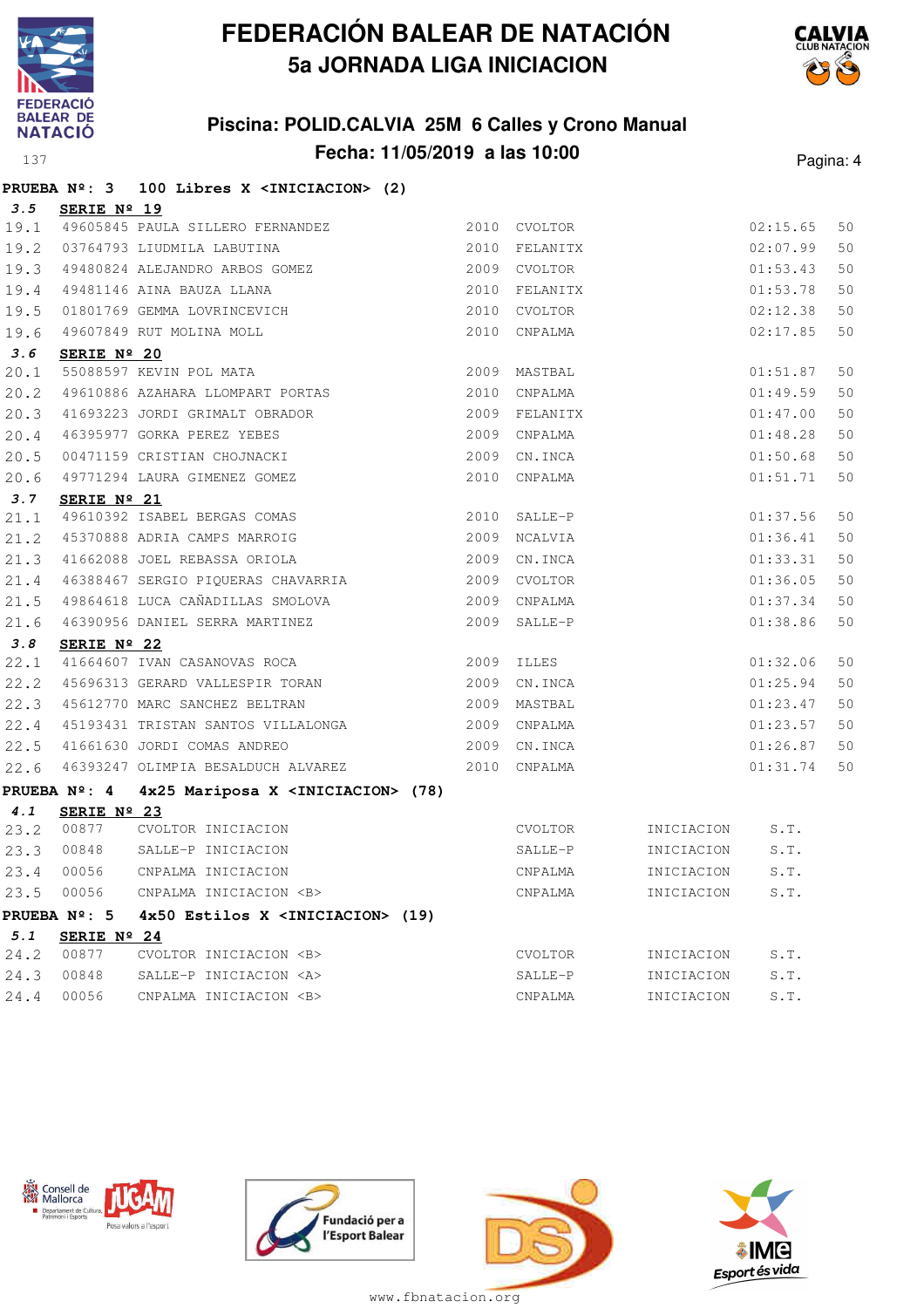# FEDERACIÓN BALEAR DE NATACIÓN
## 5a JORNADA LIGA INICIACION

### Piscina: POLID.CALVIA 25M 6 Calles y Crono Manual
### Fecha: 11/05/2019 a las 10:00

**PRUEBA Nº: 3 100 Libres X <INICIACION> (2)**

**3.5 SERIE Nº 19**

| | | | | | |
|---|---|---|---|---|---|
| 19.1 | 49605845 PAULA SILLERO FERNANDEZ | 2010 | CVOLTOR | 02:15.65 | 50 |
| 19.2 | 03764793 LIUDMILA LABUTINA | 2010 | FELANITX | 02:07.99 | 50 |
| 19.3 | 49480824 ALEJANDRO ARBOS GOMEZ | 2009 | CVOLTOR | 01:53.43 | 50 |
| 19.4 | 49481146 AINA BAUZA LLANA | 2010 | FELANITX | 01:53.78 | 50 |
| 19.5 | 01801769 GEMMA LOVRINCEVICH | 2010 | CVOLTOR | 02:12.38 | 50 |
| 19.6 | 49607849 RUT MOLINA MOLL | 2010 | CNPALMA | 02:17.85 | 50 |

**3.6 SERIE Nº 20**

| | | | | | |
|---|---|---|---|---|---|
| 20.1 | 55088597 KEVIN POL MATA | 2009 | MASTBAL | 01:51.87 | 50 |
| 20.2 | 49610886 AZAHARA LLOMPART PORTAS | 2010 | CNPALMA | 01:49.59 | 50 |
| 20.3 | 41693223 JORDI GRIMALT OBRADOR | 2009 | FELANITX | 01:47.00 | 50 |
| 20.4 | 46395977 GORKA PEREZ YEBES | 2009 | CNPALMA | 01:48.28 | 50 |
| 20.5 | 00471159 CRISTIAN CHOJNACKI | 2009 | CN.INCA | 01:50.68 | 50 |
| 20.6 | 49771294 LAURA GIMENEZ GOMEZ | 2010 | CNPALMA | 01:51.71 | 50 |

**3.7 SERIE Nº 21**

| | | | | | |
|---|---|---|---|---|---|
| 21.1 | 49610392 ISABEL BERGAS COMAS | 2010 | SALLE-P | 01:37.56 | 50 |
| 21.2 | 45370888 ADRIA CAMPS MARROIG | 2009 | NCALVIA | 01:36.41 | 50 |
| 21.3 | 41662088 JOEL REBASSA ORIOLA | 2009 | CN.INCA | 01:33.31 | 50 |
| 21.4 | 46388467 SERGIO PIQUERAS CHAVARRIA | 2009 | CVOLTOR | 01:36.05 | 50 |
| 21.5 | 49864618 LUCA CAÑADILLAS SMOLOVA | 2009 | CNPALMA | 01:37.34 | 50 |
| 21.6 | 46390956 DANIEL SERRA MARTINEZ | 2009 | SALLE-P | 01:38.86 | 50 |

**3.8 SERIE Nº 22**

| | | | | | |
|---|---|---|---|---|---|
| 22.1 | 41664607 IVAN CASANOVAS ROCA | 2009 | ILLES | 01:32.06 | 50 |
| 22.2 | 45696313 GERARD VALLESPIR TORAN | 2009 | CN.INCA | 01:25.94 | 50 |
| 22.3 | 45612770 MARC SANCHEZ BELTRAN | 2009 | MASTBAL | 01:23.47 | 50 |
| 22.4 | 45193431 TRISTAN SANTOS VILLALONGA | 2009 | CNPALMA | 01:23.57 | 50 |
| 22.5 | 41661630 JORDI COMAS ANDREO | 2009 | CN.INCA | 01:26.87 | 50 |
| 22.6 | 46393247 OLIMPIA BESALDUCH ALVAREZ | 2010 | CNPALMA | 01:31.74 | 50 |

**PRUEBA Nº: 4 4x25 Mariposa X <INICIACION> (78)**

**4.1 SERIE Nº 23**

| | | | | | |
|---|---|---|---|---|---|
| 23.2 | 00877 | CVOLTOR INICIACION | CVOLTOR | INICIACION | S.T. |
| 23.3 | 00848 | SALLE-P INICIACION | SALLE-P | INICIACION | S.T. |
| 23.4 | 00056 | CNPALMA INICIACION | CNPALMA | INICIACION | S.T. |
| 23.5 | 00056 | CNPALMA INICIACION <B> | CNPALMA | INICIACION | S.T. |

**PRUEBA Nº: 5 4x50 Estilos X <INICIACION> (19)**

**5.1 SERIE Nº 24**

| | | | | | |
|---|---|---|---|---|---|
| 24.2 | 00877 | CVOLTOR INICIACION <B> | CVOLTOR | INICIACION | S.T. |
| 24.3 | 00848 | SALLE-P INICIACION <A> | SALLE-P | INICIACION | S.T. |
| 24.4 | 00056 | CNPALMA INICIACION <B> | CNPALMA | INICIACION | S.T. |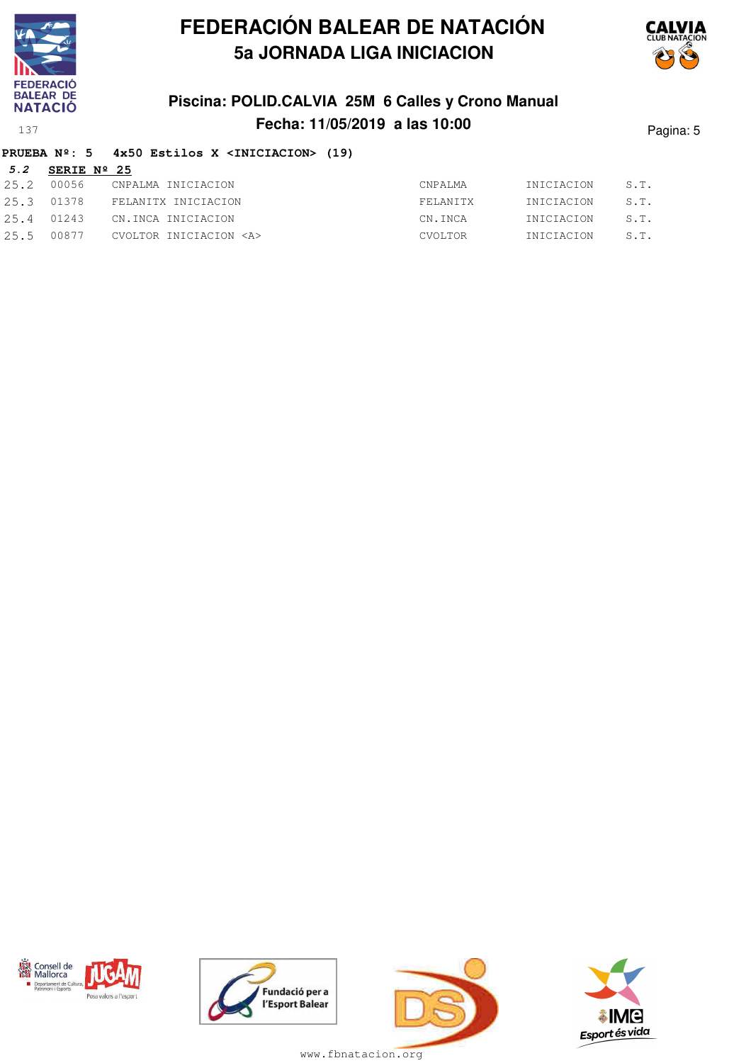# FEDERACIÓN BALEAR DE NATACIÓN

## 5a JORNADA LIGA INICIACION

### Piscina: POLID.CALVIA 25M 6 Calles y Crono Manual

### Fecha: 11/05/2019 a las 10:00

137

**PRUEBA Nº: 5 4x50 Estilos X <INICIACION> (19)**

***5.2*** **SERIE Nº 25**

| | | | | | |
|---|---|---|---|---|---|
| 25.2 | 00056 | CNPALMA INICIACION | CNPALMA | INICIACION | S.T. |
| 25.3 | 01378 | FELANITX INICIACION | FELANITX | INICIACION | S.T. |
| 25.4 | 01243 | CN.INCA INICIACION | CN.INCA | INICIACION | S.T. |
| 25.5 | 00877 | CVOLTOR INICIACION <A> | CVOLTOR | INICIACION | S.T. |

www.fbnatacion.org